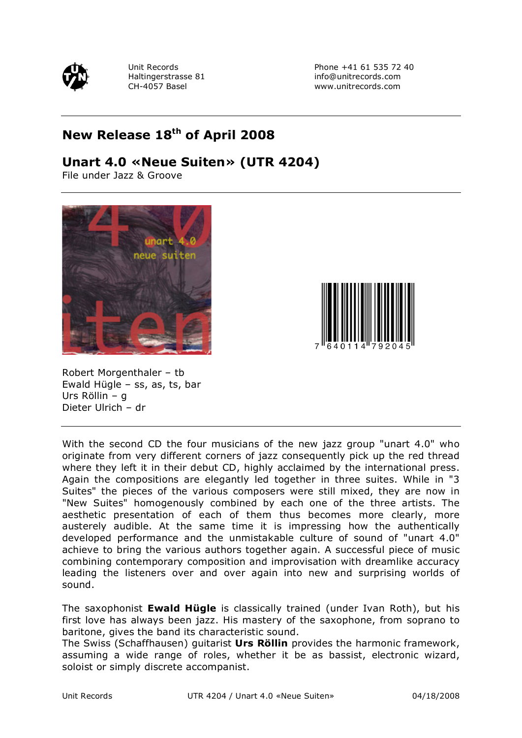Unit Records
Haltingerstrasse 81
CH-4057 Basel

Phone +41 61 535 72 40
info@unitrecords.com
www.unitrecords.com

## New Release 18th of April 2008

## Unart 4.0 «Neue Suiten» (UTR 4204)

File under Jazz & Groove

7 640114 792045

Robert Morgenthaler – tb
Ewald Hügle – ss, as, ts, bar
Urs Röllin – g
Dieter Ulrich – dr

With the second CD the four musicians of the new jazz group "unart 4.0" who originate from very different corners of jazz consequently pick up the red thread where they left it in their debut CD, highly acclaimed by the international press. Again the compositions are elegantly led together in three suites. While in "3 Suites" the pieces of the various composers were still mixed, they are now in "New Suites" homogenously combined by each one of the three artists. The aesthetic presentation of each of them thus becomes more clearly, more austerely audible. At the same time it is impressing how the authentically developed performance and the unmistakable culture of sound of "unart 4.0" achieve to bring the various authors together again. A successful piece of music combining contemporary composition and improvisation with dreamlike accuracy leading the listeners over and over again into new and surprising worlds of sound.

The saxophonist **Ewald Hügle** is classically trained (under Ivan Roth), but his first love has always been jazz. His mastery of the saxophone, from soprano to baritone, gives the band its characteristic sound.
The Swiss (Schaffhausen) guitarist **Urs Röllin** provides the harmonic framework, assuming a wide range of roles, whether it be as bassist, electronic wizard, soloist or simply discrete accompanist.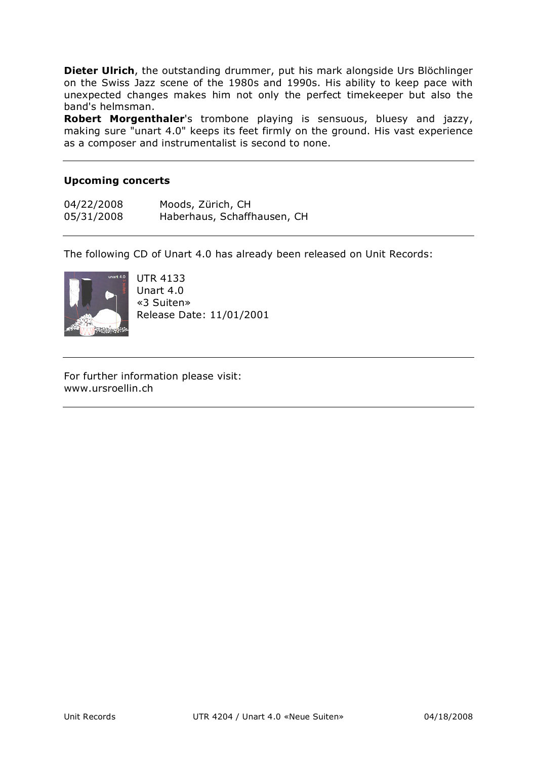**Dieter Ulrich**, the outstanding drummer, put his mark alongside Urs Blöchlinger on the Swiss Jazz scene of the 1980s and 1990s. His ability to keep pace with unexpected changes makes him not only the perfect timekeeper but also the band's helmsman.
**Robert Morgenthaler**'s trombone playing is sensuous, bluesy and jazzy, making sure "unart 4.0" keeps its feet firmly on the ground. His vast experience as a composer and instrumentalist is second to none.

---

**Upcoming concerts**

| | |
|---|---|
| 04/22/2008 | Moods, Zürich, CH |
| 05/31/2008 | Haberhaus, Schaffhausen, CH |

---

The following CD of Unart 4.0 has already been released on Unit Records:

UTR 4133
Unart 4.0
«3 Suiten»
Release Date: 11/01/2001

---

For further information please visit:
www.ursroellin.ch

---